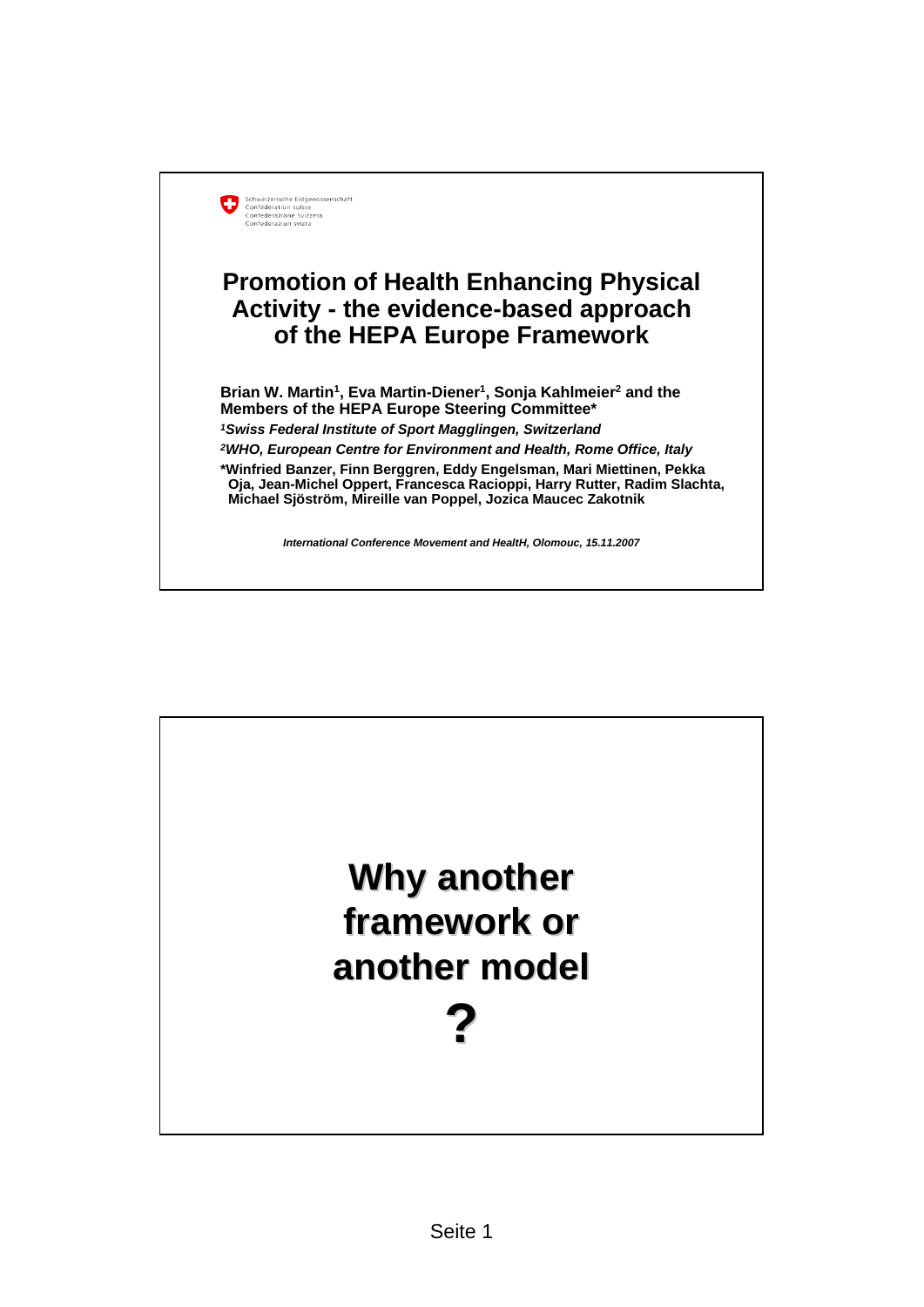Schweizerische Eidgenossenschaft
Confédération suisse
Confederazione Svizzera
Confederaziun svizra

# Promotion of Health Enhancing Physical Activity - the evidence-based approach of the HEPA Europe Framework

**Brian W. Martin[1], Eva Martin-Diener[1], Sonja Kahlmeier[2] and the Members of the HEPA Europe Steering Committee***

***[1]Swiss Federal Institute of Sport Magglingen, Switzerland***

***[2]WHO, European Centre for Environment and Health, Rome Office, Italy***

***Winfried Banzer, Finn Berggren, Eddy Engelsman, Mari Miettinen, Pekka Oja, Jean-Michel Oppert, Francesca Racioppi, Harry Rutter, Radim Slachta, Michael Sjöström, Mireille van Poppel, Jozica Maucec Zakotnik**

***International Conference Movement and HealtH, Olomouc, 15.11.2007***

# Why another framework or another model ?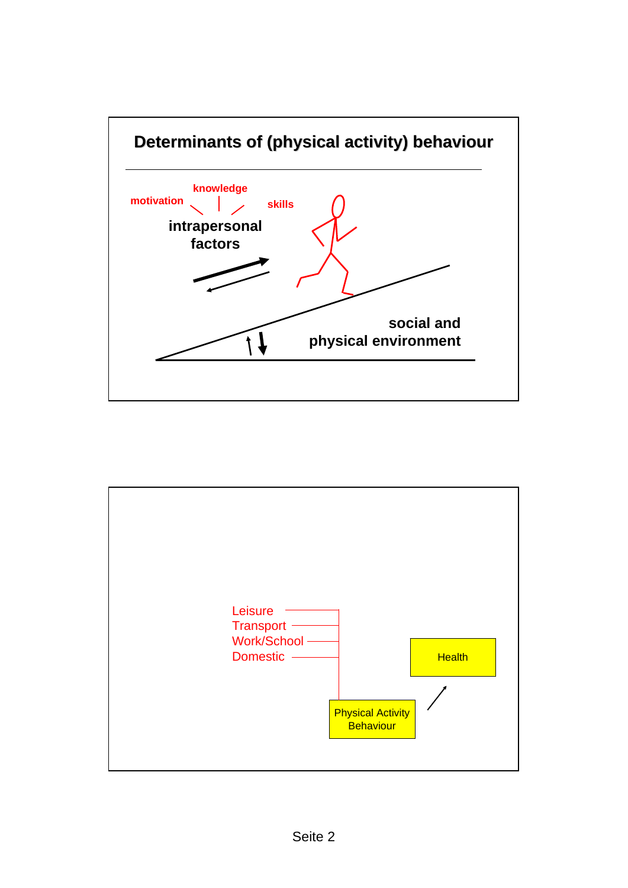## Determinants of (physical activity) behaviour

motivation
knowledge
skills

intrapersonal factors

social and physical environment

---

Leisure
Transport
Work/School
Domestic

Physical Activity Behaviour

Health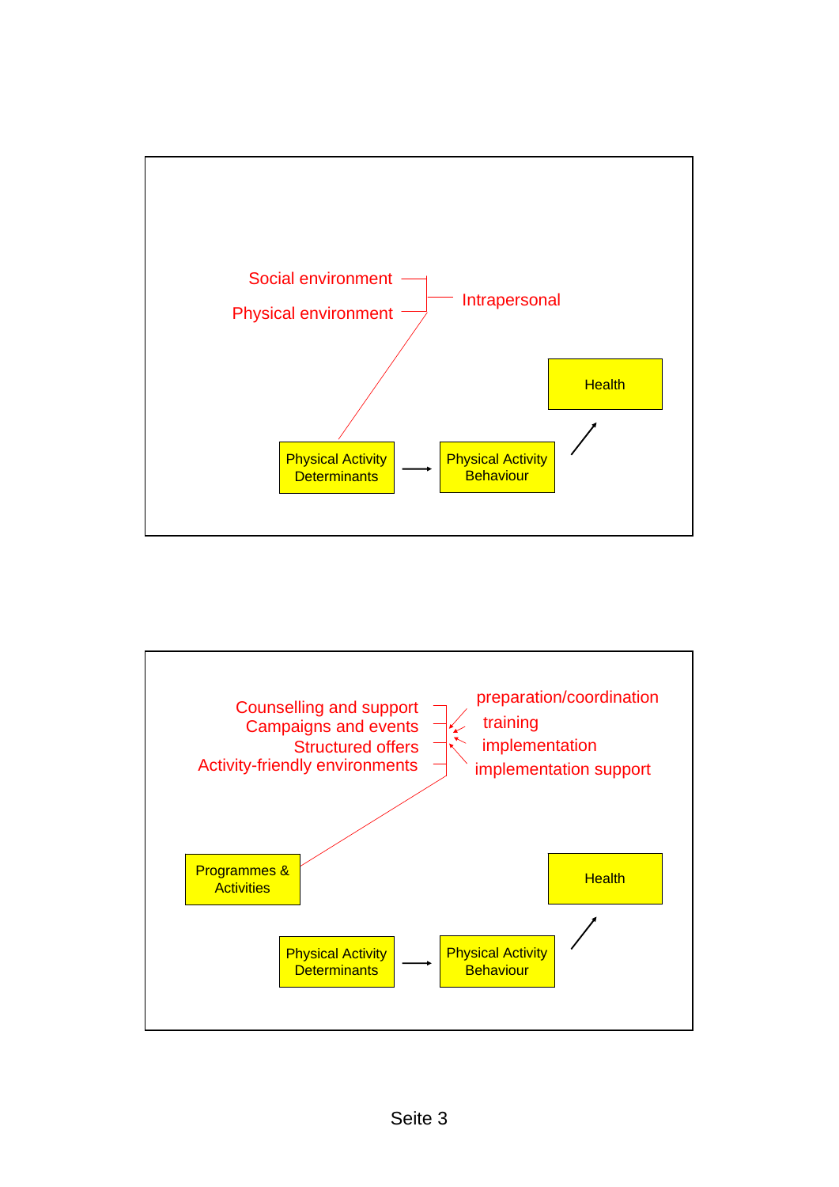Social environment

Physical environment

Intrapersonal

Health

Physical Activity Determinants → Physical Activity Behaviour

Counselling and support
Campaigns and events
Structured offers
Activity-friendly environments

preparation/coordination
training
implementation
implementation support

Programmes & Activities

Health

Physical Activity Determinants → Physical Activity Behaviour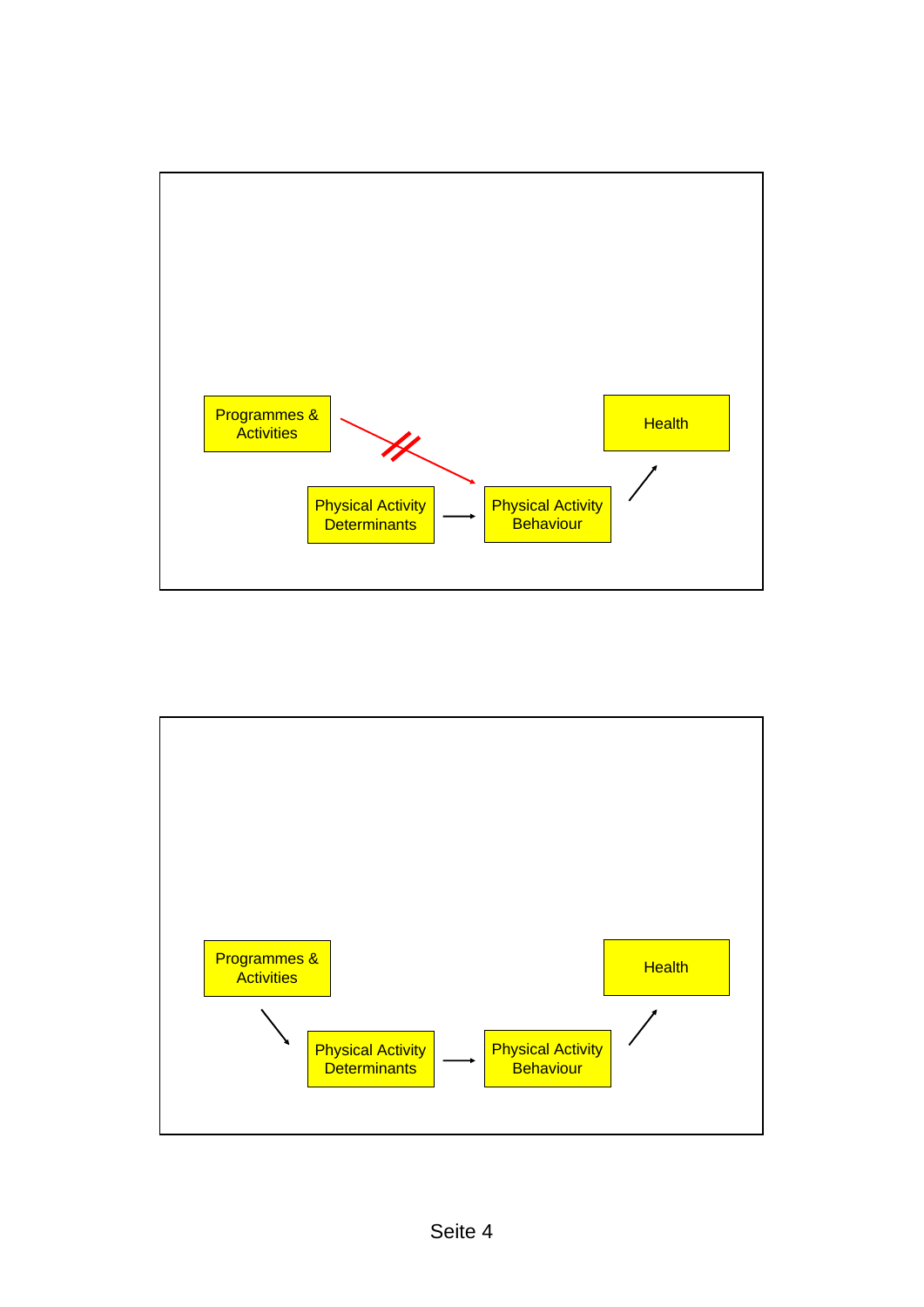Programmes & Activities

Physical Activity Determinants

Physical Activity Behaviour

Health

Programmes & Activities

Physical Activity Determinants

Physical Activity Behaviour

Health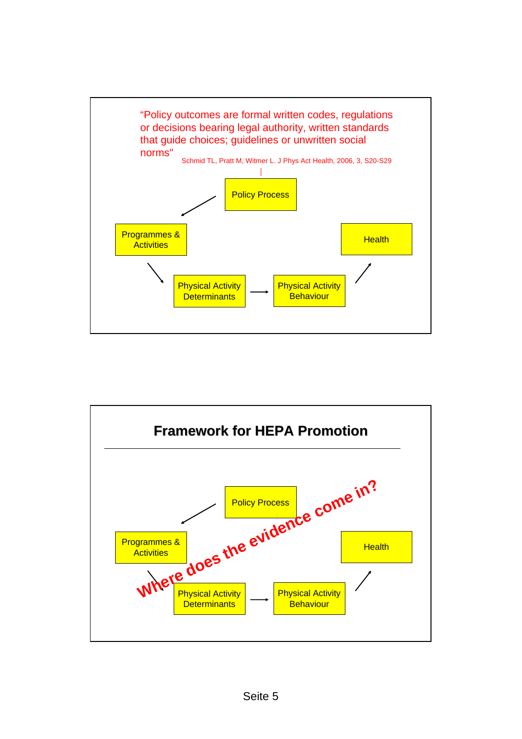"Policy outcomes are formal written codes, regulations or decisions bearing legal authority, written standards that guide choices; guidelines or unwritten social norms"

Schmid TL, Pratt M, Witmer L. J Phys Act Health, 2006, 3, S20-S29

Policy Process

Programmes & Activities

Health

Physical Activity Determinants

Physical Activity Behaviour

## Framework for HEPA Promotion

Policy Process

Programmes & Activities

Health

Physical Activity Determinants

Physical Activity Behaviour

Where does the evidence come in?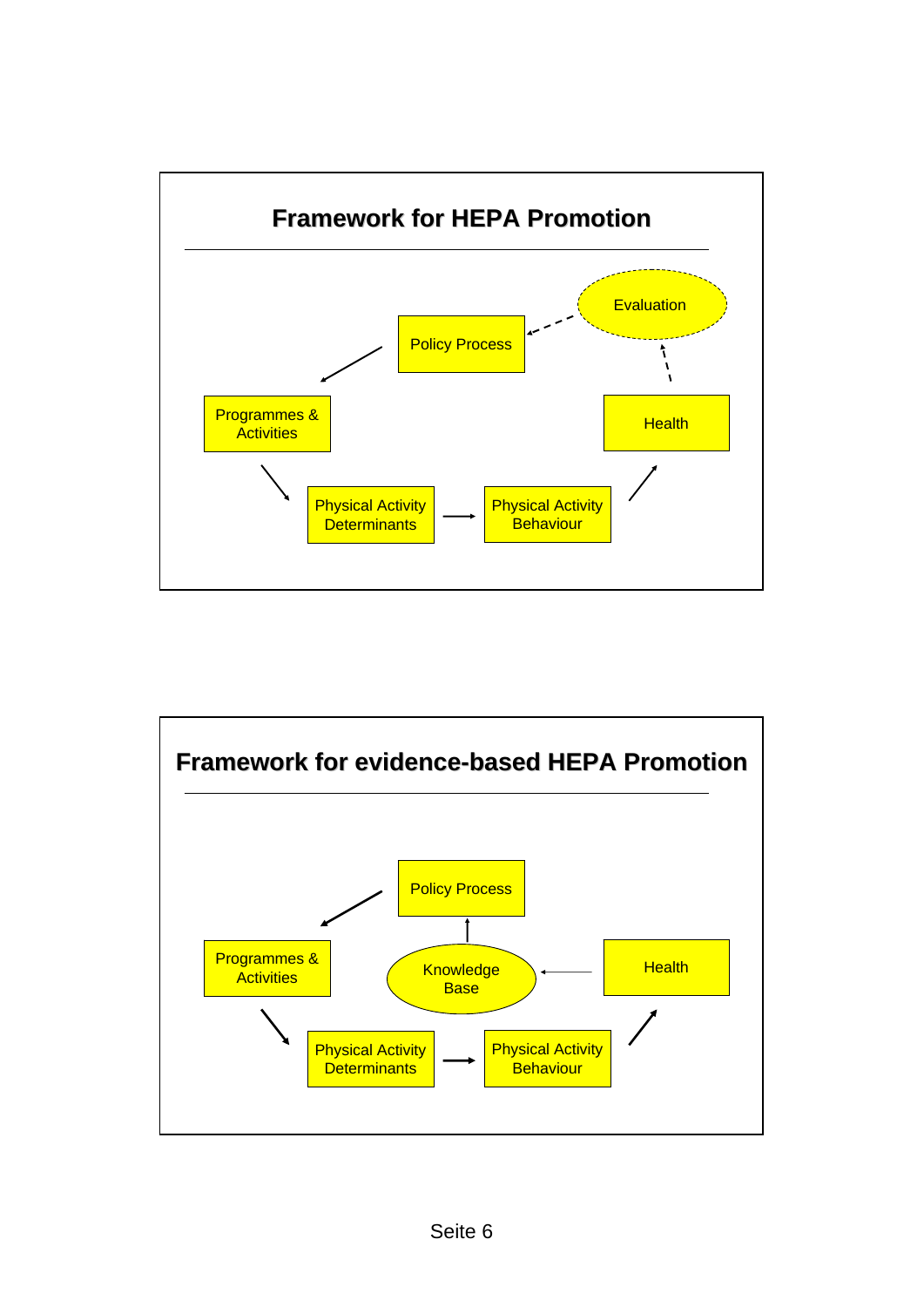## Framework for HEPA Promotion

Policy Process → Programmes & Activities → Physical Activity Determinants → Physical Activity Behaviour → Health → Evaluation → Policy Process

## Framework for evidence-based HEPA Promotion

Policy Process → Programmes & Activities → Physical Activity Determinants → Physical Activity Behaviour → Health → Knowledge Base → Policy Process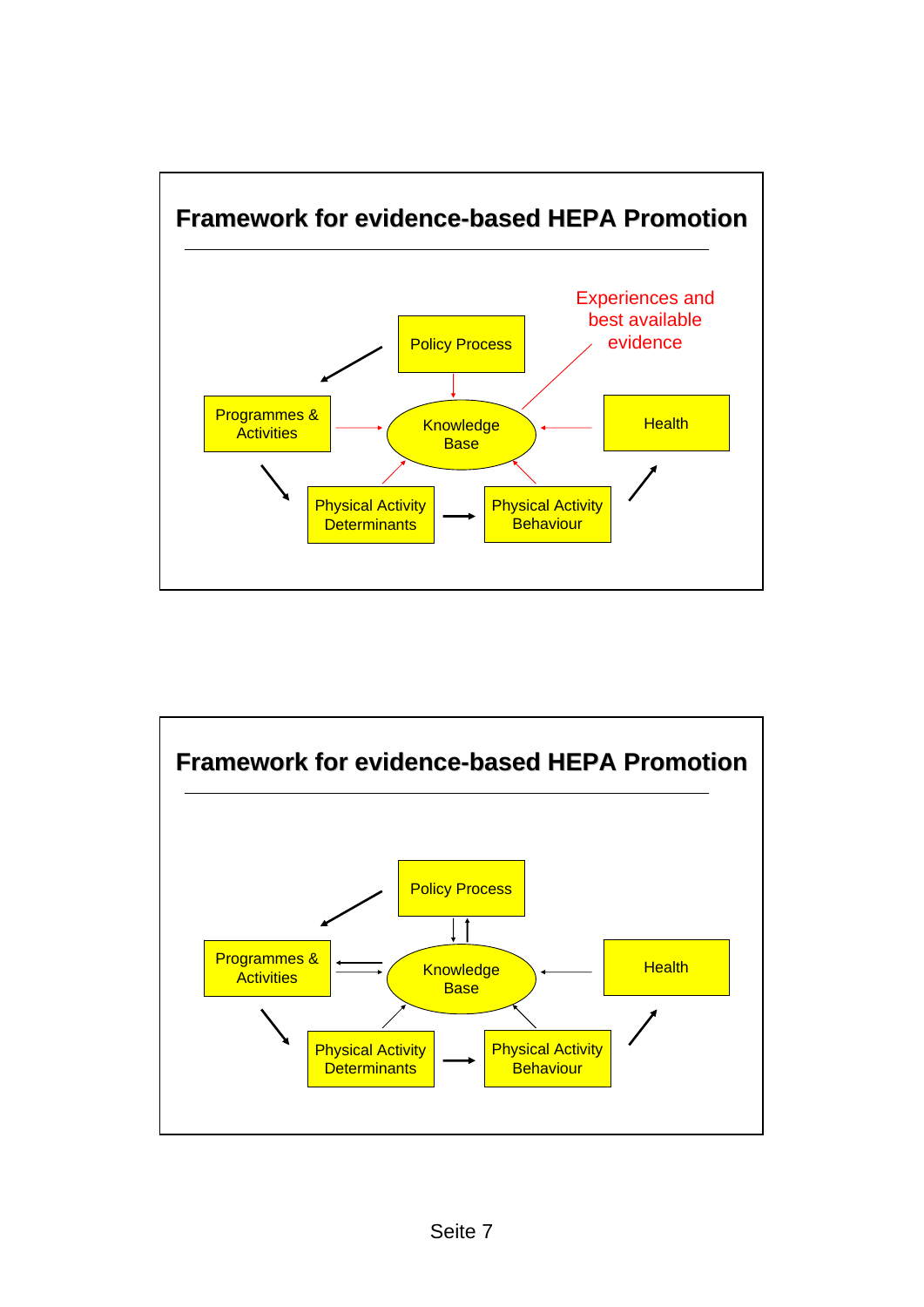## Framework for evidence-based HEPA Promotion

Experiences and best available evidence

Policy Process

Programmes & Activities

Knowledge Base

Health

Physical Activity Determinants

Physical Activity Behaviour

## Framework for evidence-based HEPA Promotion

Policy Process

Programmes & Activities

Knowledge Base

Health

Physical Activity Determinants

Physical Activity Behaviour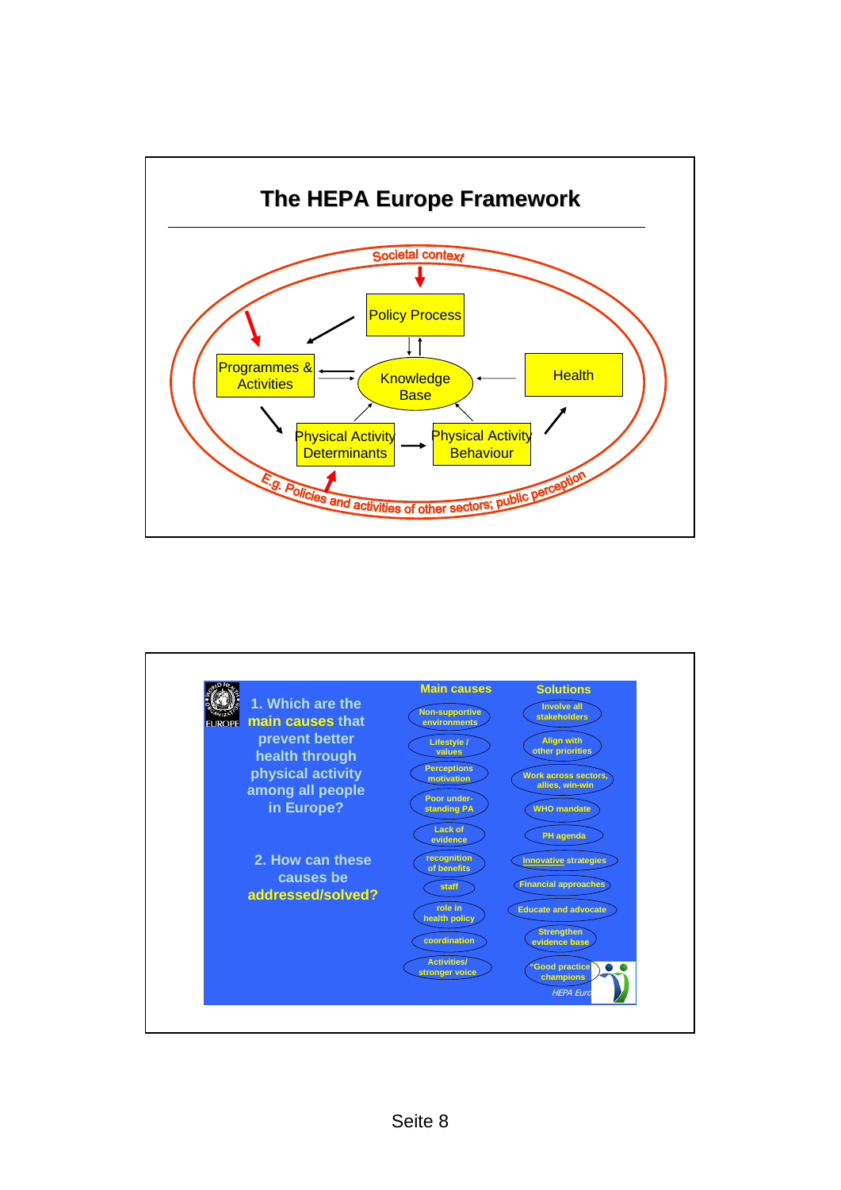## The HEPA Europe Framework

Societal context

Policy Process

Programmes & Activities

Knowledge Base

Health

Physical Activity Determinants

Physical Activity Behaviour

E.g. Policies and activities of other sectors; public perception

---

1. Which are the **main causes** that prevent better health through physical activity among all people in Europe?

2. How can these causes be **addressed/solved?**

| Main causes | Solutions |
|---|---|
| Non-supportive environments | Involve all stakeholders |
| Lifestyle / values | Align with other priorities |
| Perceptions motivation | Work across sectors, allies, win-win |
| Poor under-standing PA | WHO mandate |
| Lack of evidence | PH agenda |
| recognition of benefits | Innovative strategies |
| staff | Financial approaches |
| role in health policy | Educate and advocate |
| coordination | Strengthen evidence base |
| Activities/ stronger voice | "Good practice" champions |

HEPA Euro

Seite 8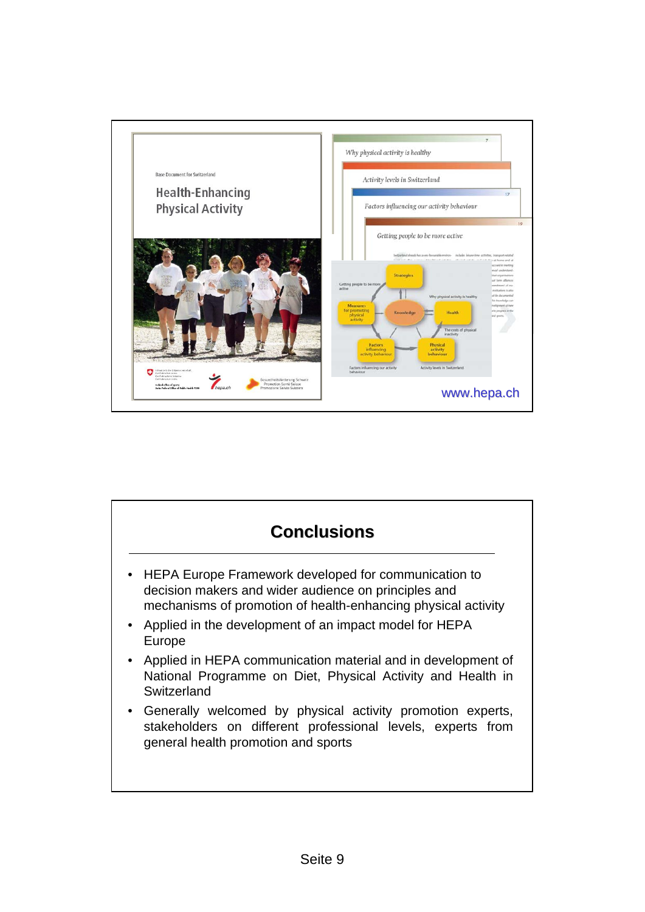Base Document for Switzerland

Health-Enhancing Physical Activity

Why physical activity is healthy

Activity levels in Switzerland

Factors influencing our activity behaviour

Getting people to be more active

www.hepa.ch

## Conclusions

- HEPA Europe Framework developed for communication to decision makers and wider audience on principles and mechanisms of promotion of health-enhancing physical activity
- Applied in the development of an impact model for HEPA Europe
- Applied in HEPA communication material and in development of National Programme on Diet, Physical Activity and Health in Switzerland
- Generally welcomed by physical activity promotion experts, stakeholders on different professional levels, experts from general health promotion and sports